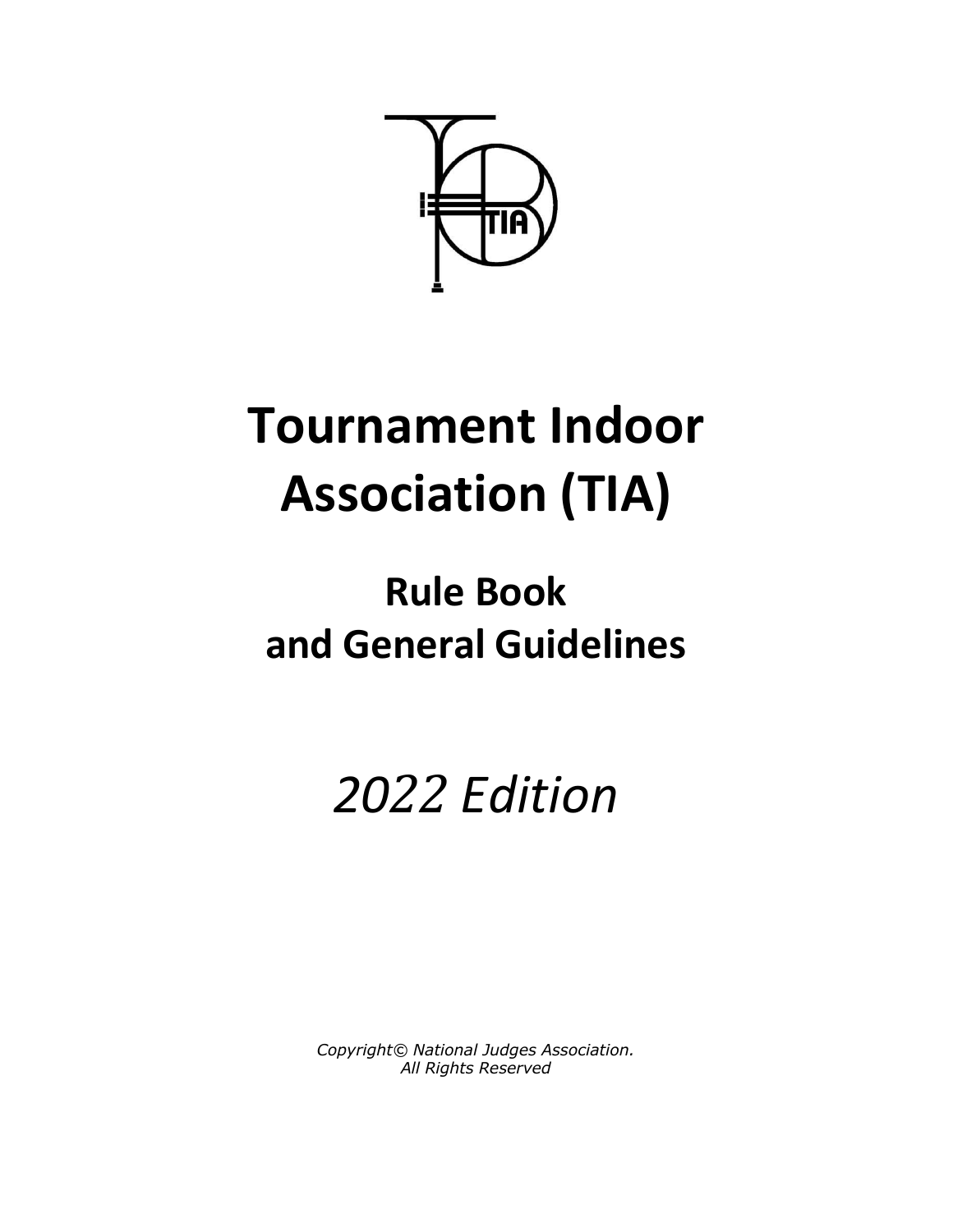# Tournament Indoor Association (TIA)

## Rule Book and General Guidelines

*2022 Edition*

*Copyright© National Judges Association. All Rights Reserved*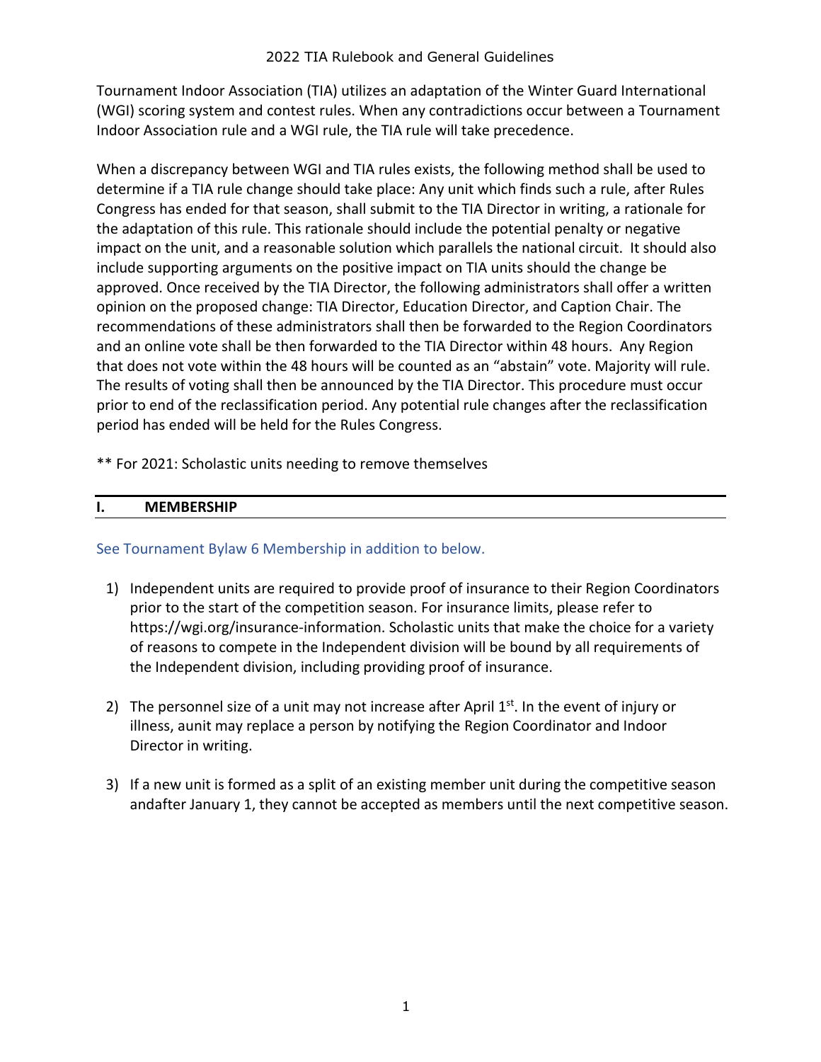Tournament Indoor Association (TIA) utilizes an adaptation of the Winter Guard International (WGI) scoring system and contest rules. When any contradictions occur between a Tournament Indoor Association rule and a WGI rule, the TIA rule will take precedence.

When a discrepancy between WGI and TIA rules exists, the following method shall be used to determine if a TIA rule change should take place: Any unit which finds such a rule, after Rules Congress has ended for that season, shall submit to the TIA Director in writing, a rationale for the adaptation of this rule. This rationale should include the potential penalty or negative impact on the unit, and a reasonable solution which parallels the national circuit. It should also include supporting arguments on the positive impact on TIA units should the change be approved. Once received by the TIA Director, the following administrators shall offer a written opinion on the proposed change: TIA Director, Education Director, and Caption Chair. The recommendations of these administrators shall then be forwarded to the Region Coordinators and an online vote shall be then forwarded to the TIA Director within 48 hours. Any Region that does not vote within the 48 hours will be counted as an "abstain" vote. Majority will rule. The results of voting shall then be announced by the TIA Director. This procedure must occur prior to end of the reclassification period. Any potential rule changes after the reclassification period has ended will be held for the Rules Congress.

** For 2021: Scholastic units needing to remove themselves

## I. MEMBERSHIP

See Tournament Bylaw 6 Membership in addition to below.

1) Independent units are required to provide proof of insurance to their Region Coordinators prior to the start of the competition season. For insurance limits, please refer to https://wgi.org/insurance-information. Scholastic units that make the choice for a variety of reasons to compete in the Independent division will be bound by all requirements of the Independent division, including providing proof of insurance.

2) The personnel size of a unit may not increase after April 1st. In the event of injury or illness, aunit may replace a person by notifying the Region Coordinator and Indoor Director in writing.

3) If a new unit is formed as a split of an existing member unit during the competitive season andafter January 1, they cannot be accepted as members until the next competitive season.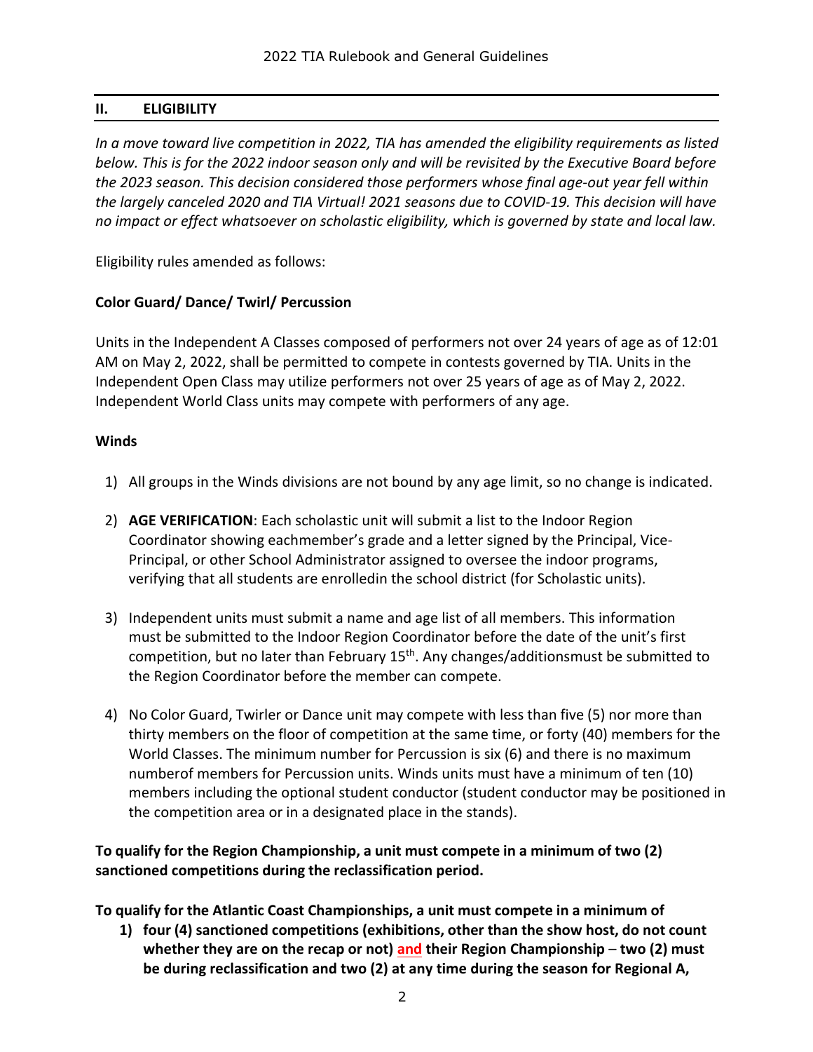## II. ELIGIBILITY

*In a move toward live competition in 2022, TIA has amended the eligibility requirements as listed below. This is for the 2022 indoor season only and will be revisited by the Executive Board before the 2023 season. This decision considered those performers whose final age-out year fell within the largely canceled 2020 and TIA Virtual! 2021 seasons due to COVID-19. This decision will have no impact or effect whatsoever on scholastic eligibility, which is governed by state and local law.*

Eligibility rules amended as follows:

**Color Guard/ Dance/ Twirl/ Percussion**

Units in the Independent A Classes composed of performers not over 24 years of age as of 12:01 AM on May 2, 2022, shall be permitted to compete in contests governed by TIA. Units in the Independent Open Class may utilize performers not over 25 years of age as of May 2, 2022. Independent World Class units may compete with performers of any age.

**Winds**

1) All groups in the Winds divisions are not bound by any age limit, so no change is indicated.

2) **AGE VERIFICATION**: Each scholastic unit will submit a list to the Indoor Region Coordinator showing eachmember's grade and a letter signed by the Principal, Vice-Principal, or other School Administrator assigned to oversee the indoor programs, verifying that all students are enrolledin the school district (for Scholastic units).

3) Independent units must submit a name and age list of all members. This information must be submitted to the Indoor Region Coordinator before the date of the unit's first competition, but no later than February 15th. Any changes/additionsmust be submitted to the Region Coordinator before the member can compete.

4) No Color Guard, Twirler or Dance unit may compete with less than five (5) nor more than thirty members on the floor of competition at the same time, or forty (40) members for the World Classes. The minimum number for Percussion is six (6) and there is no maximum numberof members for Percussion units. Winds units must have a minimum of ten (10) members including the optional student conductor (student conductor may be positioned in the competition area or in a designated place in the stands).

**To qualify for the Region Championship, a unit must compete in a minimum of two (2) sanctioned competitions during the reclassification period.**

**To qualify for the Atlantic Coast Championships, a unit must compete in a minimum of**

1) **four (4) sanctioned competitions (exhibitions, other than the show host, do not count whether they are on the recap or not) and their Region Championship – two (2) must be during reclassification and two (2) at any time during the season for Regional A,**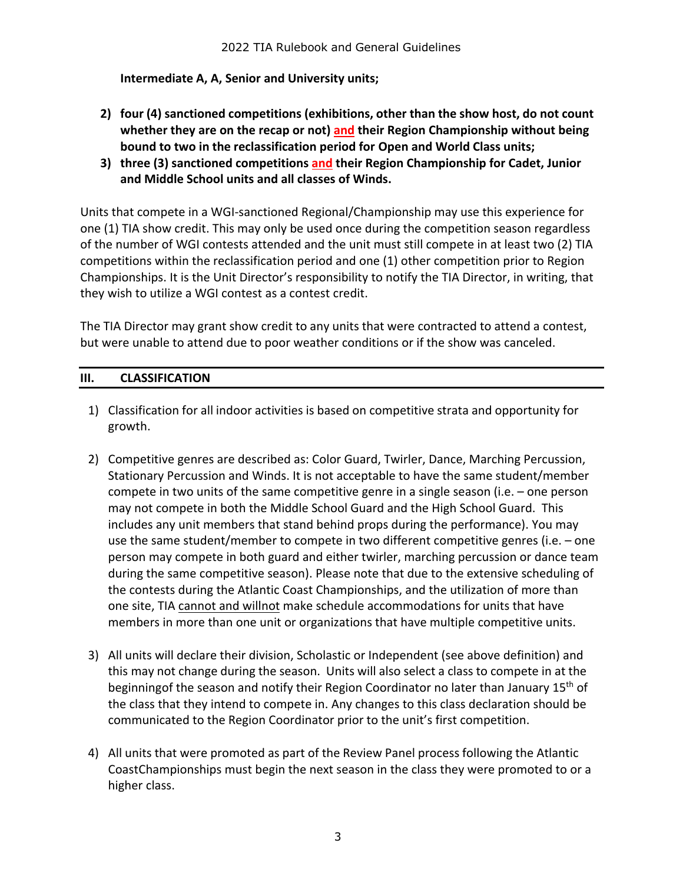**Intermediate A, A, Senior and University units;**

2) **four (4) sanctioned competitions (exhibitions, other than the show host, do not count whether they are on the recap or not) and their Region Championship without being bound to two in the reclassification period for Open and World Class units;**
3) **three (3) sanctioned competitions and their Region Championship for Cadet, Junior and Middle School units and all classes of Winds.**

Units that compete in a WGI-sanctioned Regional/Championship may use this experience for one (1) TIA show credit. This may only be used once during the competition season regardless of the number of WGI contests attended and the unit must still compete in at least two (2) TIA competitions within the reclassification period and one (1) other competition prior to Region Championships. It is the Unit Director's responsibility to notify the TIA Director, in writing, that they wish to utilize a WGI contest as a contest credit.

The TIA Director may grant show credit to any units that were contracted to attend a contest, but were unable to attend due to poor weather conditions or if the show was canceled.

## III. CLASSIFICATION

1) Classification for all indoor activities is based on competitive strata and opportunity for growth.

2) Competitive genres are described as: Color Guard, Twirler, Dance, Marching Percussion, Stationary Percussion and Winds. It is not acceptable to have the same student/member compete in two units of the same competitive genre in a single season (i.e. – one person may not compete in both the Middle School Guard and the High School Guard. This includes any unit members that stand behind props during the performance). You may use the same student/member to compete in two different competitive genres (i.e. – one person may compete in both guard and either twirler, marching percussion or dance team during the same competitive season). Please note that due to the extensive scheduling of the contests during the Atlantic Coast Championships, and the utilization of more than one site, TIA cannot and willnot make schedule accommodations for units that have members in more than one unit or organizations that have multiple competitive units.

3) All units will declare their division, Scholastic or Independent (see above definition) and this may not change during the season. Units will also select a class to compete in at the beginningof the season and notify their Region Coordinator no later than January 15th of the class that they intend to compete in. Any changes to this class declaration should be communicated to the Region Coordinator prior to the unit's first competition.

4) All units that were promoted as part of the Review Panel process following the Atlantic CoastChampionships must begin the next season in the class they were promoted to or a higher class.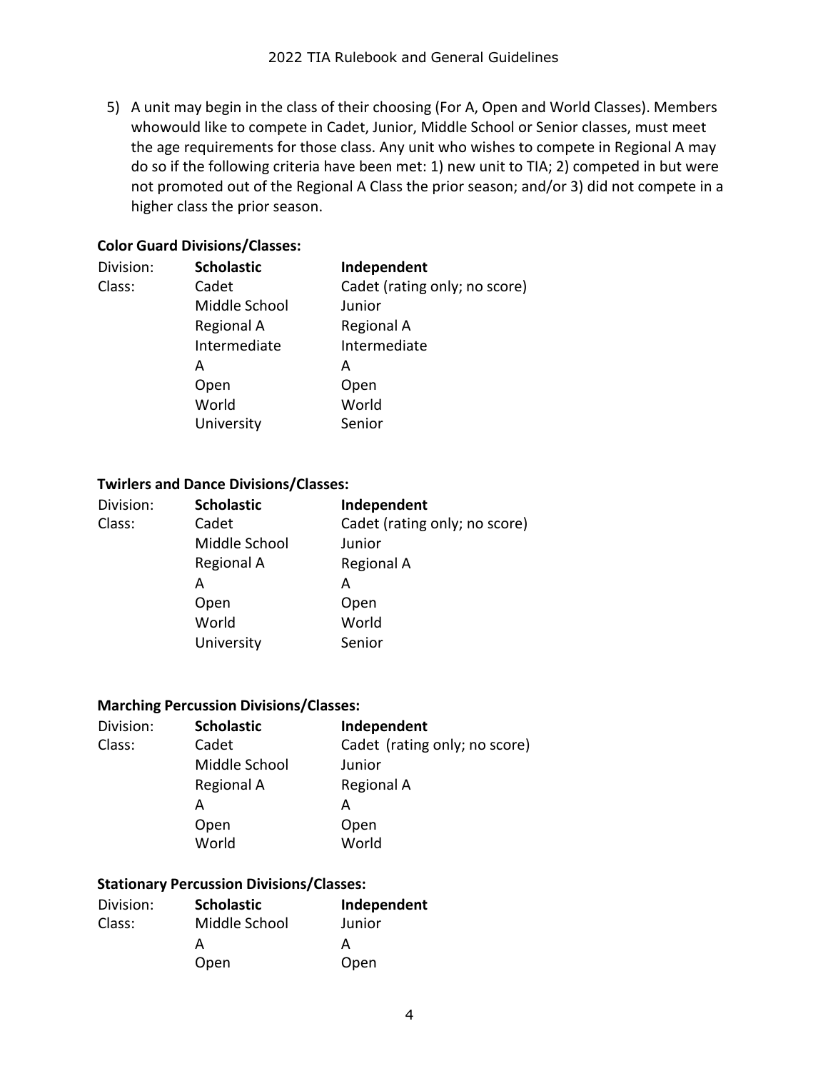5) A unit may begin in the class of their choosing (For A, Open and World Classes). Members whowould like to compete in Cadet, Junior, Middle School or Senior classes, must meet the age requirements for those class. Any unit who wishes to compete in Regional A may do so if the following criteria have been met: 1) new unit to TIA; 2) competed in but were not promoted out of the Regional A Class the prior season; and/or 3) did not compete in a higher class the prior season.

**Color Guard Divisions/Classes:**

| Division: | **Scholastic** | **Independent** |
|---|---|---|
| Class: | Cadet | Cadet (rating only; no score) |
| | Middle School | Junior |
| | Regional A | Regional A |
| | Intermediate | Intermediate |
| | A | A |
| | Open | Open |
| | World | World |
| | University | Senior |

**Twirlers and Dance Divisions/Classes:**

| Division: | **Scholastic** | **Independent** |
|---|---|---|
| Class: | Cadet | Cadet (rating only; no score) |
| | Middle School | Junior |
| | Regional A | Regional A |
| | A | A |
| | Open | Open |
| | World | World |
| | University | Senior |

**Marching Percussion Divisions/Classes:**

| Division: | **Scholastic** | **Independent** |
|---|---|---|
| Class: | Cadet | Cadet (rating only; no score) |
| | Middle School | Junior |
| | Regional A | Regional A |
| | A | A |
| | Open | Open |
| | World | World |

**Stationary Percussion Divisions/Classes:**

| Division: | **Scholastic** | **Independent** |
|---|---|---|
| Class: | Middle School | Junior |
| | A | A |
| | Open | Open |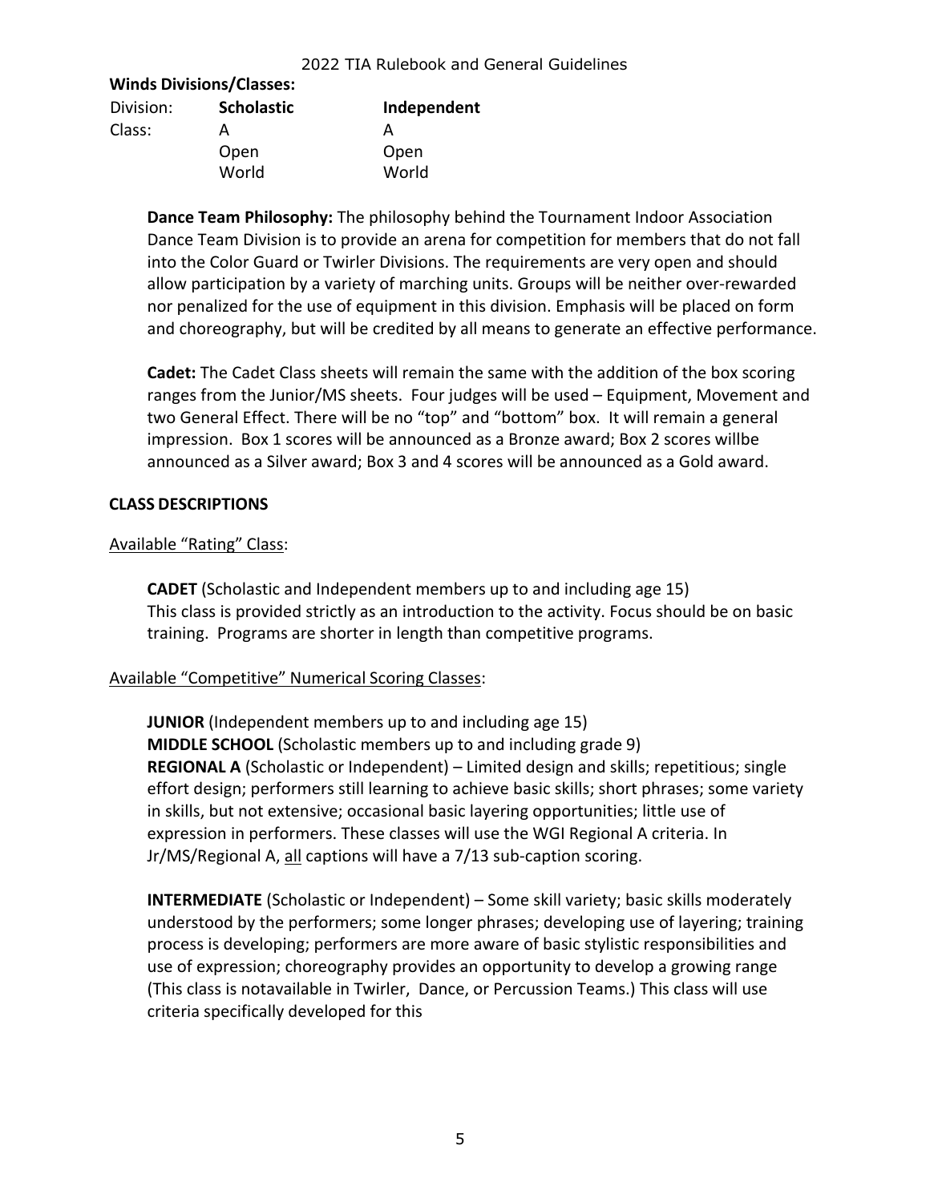**Winds Divisions/Classes:**

| Division: | **Scholastic** | **Independent** |
|---|---|---|
| Class: | A | A |
| | Open | Open |
| | World | World |

**Dance Team Philosophy:** The philosophy behind the Tournament Indoor Association Dance Team Division is to provide an arena for competition for members that do not fall into the Color Guard or Twirler Divisions. The requirements are very open and should allow participation by a variety of marching units. Groups will be neither over-rewarded nor penalized for the use of equipment in this division. Emphasis will be placed on form and choreography, but will be credited by all means to generate an effective performance.

**Cadet:** The Cadet Class sheets will remain the same with the addition of the box scoring ranges from the Junior/MS sheets. Four judges will be used – Equipment, Movement and two General Effect. There will be no "top" and "bottom" box. It will remain a general impression. Box 1 scores will be announced as a Bronze award; Box 2 scores willbe announced as a Silver award; Box 3 and 4 scores will be announced as a Gold award.

**CLASS DESCRIPTIONS**

Available "Rating" Class:

**CADET** (Scholastic and Independent members up to and including age 15)
This class is provided strictly as an introduction to the activity. Focus should be on basic training. Programs are shorter in length than competitive programs.

Available "Competitive" Numerical Scoring Classes:

**JUNIOR** (Independent members up to and including age 15)
**MIDDLE SCHOOL** (Scholastic members up to and including grade 9)
**REGIONAL A** (Scholastic or Independent) – Limited design and skills; repetitious; single effort design; performers still learning to achieve basic skills; short phrases; some variety in skills, but not extensive; occasional basic layering opportunities; little use of expression in performers. These classes will use the WGI Regional A criteria. In Jr/MS/Regional A, all captions will have a 7/13 sub-caption scoring.

**INTERMEDIATE** (Scholastic or Independent) – Some skill variety; basic skills moderately understood by the performers; some longer phrases; developing use of layering; training process is developing; performers are more aware of basic stylistic responsibilities and use of expression; choreography provides an opportunity to develop a growing range (This class is notavailable in Twirler, Dance, or Percussion Teams.) This class will use criteria specifically developed for this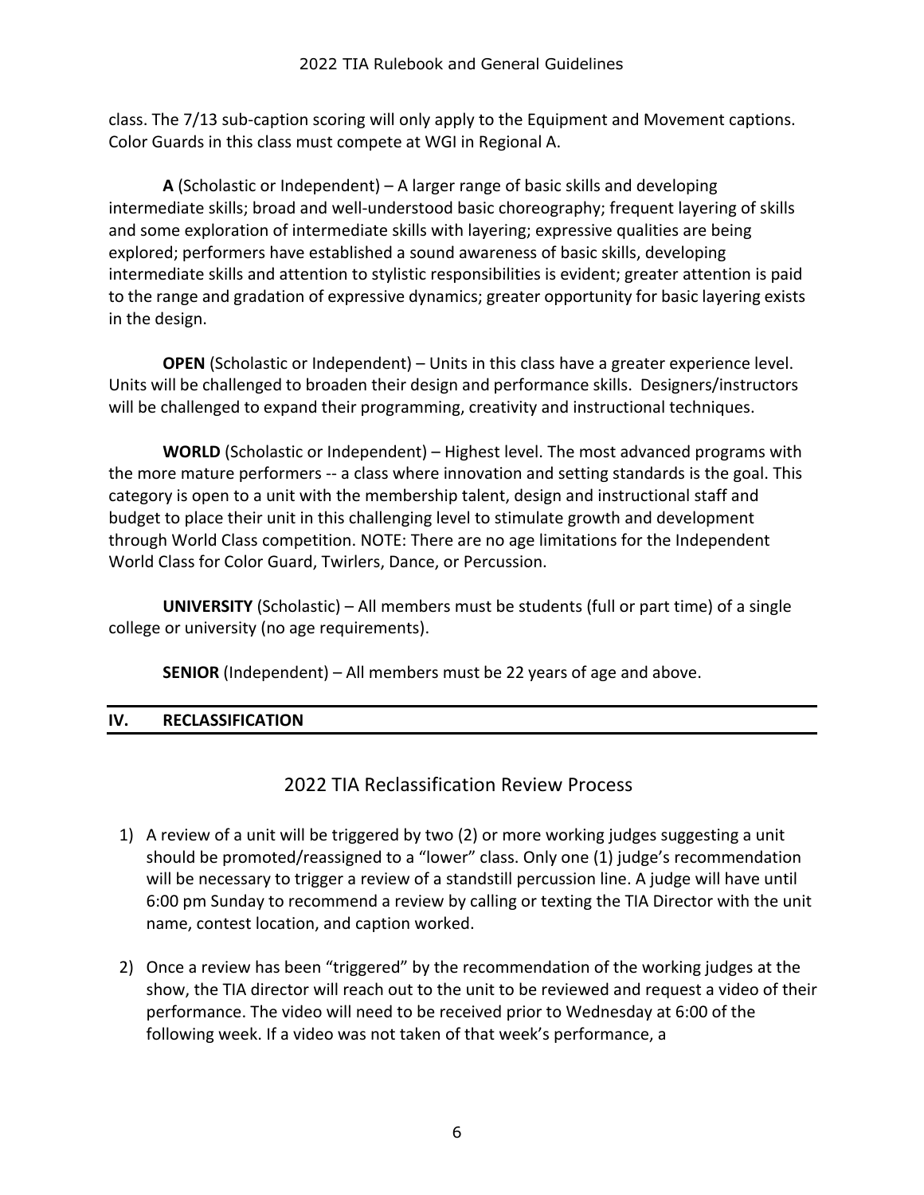class. The 7/13 sub-caption scoring will only apply to the Equipment and Movement captions. Color Guards in this class must compete at WGI in Regional A.

**A** (Scholastic or Independent) – A larger range of basic skills and developing intermediate skills; broad and well-understood basic choreography; frequent layering of skills and some exploration of intermediate skills with layering; expressive qualities are being explored; performers have established a sound awareness of basic skills, developing intermediate skills and attention to stylistic responsibilities is evident; greater attention is paid to the range and gradation of expressive dynamics; greater opportunity for basic layering exists in the design.

**OPEN** (Scholastic or Independent) – Units in this class have a greater experience level. Units will be challenged to broaden their design and performance skills. Designers/instructors will be challenged to expand their programming, creativity and instructional techniques.

**WORLD** (Scholastic or Independent) – Highest level. The most advanced programs with the more mature performers -- a class where innovation and setting standards is the goal. This category is open to a unit with the membership talent, design and instructional staff and budget to place their unit in this challenging level to stimulate growth and development through World Class competition. NOTE: There are no age limitations for the Independent World Class for Color Guard, Twirlers, Dance, or Percussion.

**UNIVERSITY** (Scholastic) – All members must be students (full or part time) of a single college or university (no age requirements).

**SENIOR** (Independent) – All members must be 22 years of age and above.

## IV. RECLASSIFICATION

### 2022 TIA Reclassification Review Process

1) A review of a unit will be triggered by two (2) or more working judges suggesting a unit should be promoted/reassigned to a "lower" class. Only one (1) judge's recommendation will be necessary to trigger a review of a standstill percussion line. A judge will have until 6:00 pm Sunday to recommend a review by calling or texting the TIA Director with the unit name, contest location, and caption worked.

2) Once a review has been "triggered" by the recommendation of the working judges at the show, the TIA director will reach out to the unit to be reviewed and request a video of their performance. The video will need to be received prior to Wednesday at 6:00 of the following week. If a video was not taken of that week's performance, a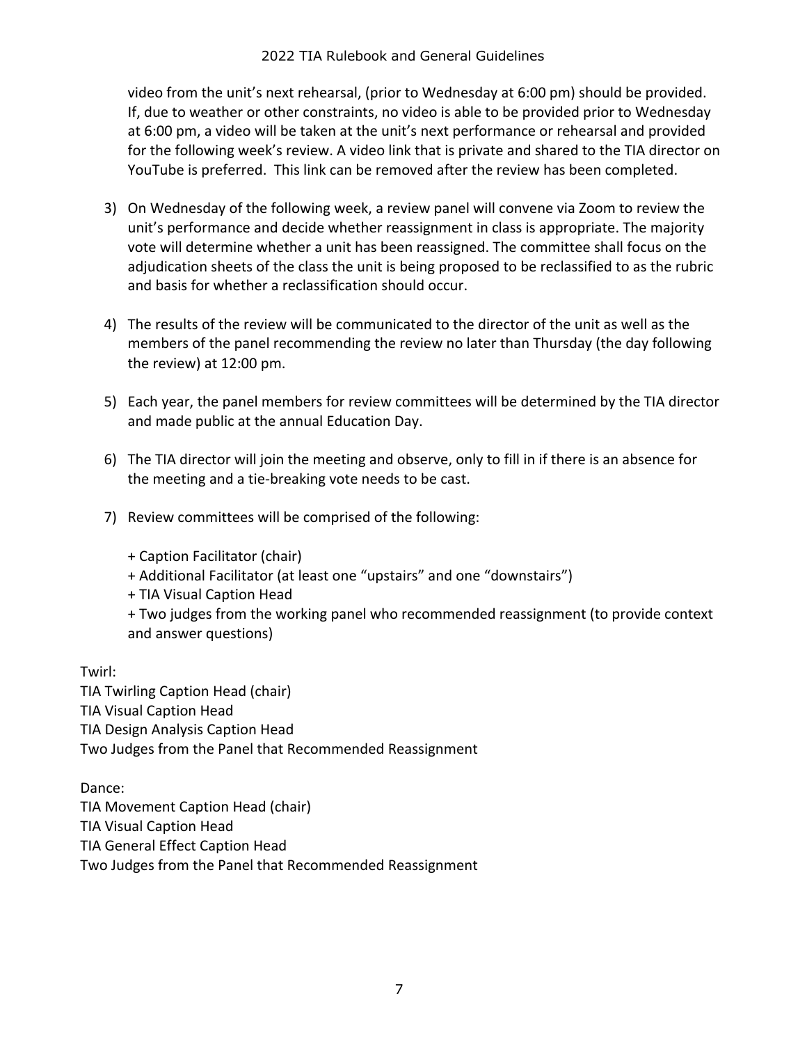video from the unit's next rehearsal, (prior to Wednesday at 6:00 pm) should be provided. If, due to weather or other constraints, no video is able to be provided prior to Wednesday at 6:00 pm, a video will be taken at the unit's next performance or rehearsal and provided for the following week's review. A video link that is private and shared to the TIA director on YouTube is preferred. This link can be removed after the review has been completed.

3) On Wednesday of the following week, a review panel will convene via Zoom to review the unit's performance and decide whether reassignment in class is appropriate. The majority vote will determine whether a unit has been reassigned. The committee shall focus on the adjudication sheets of the class the unit is being proposed to be reclassified to as the rubric and basis for whether a reclassification should occur.

4) The results of the review will be communicated to the director of the unit as well as the members of the panel recommending the review no later than Thursday (the day following the review) at 12:00 pm.

5) Each year, the panel members for review committees will be determined by the TIA director and made public at the annual Education Day.

6) The TIA director will join the meeting and observe, only to fill in if there is an absence for the meeting and a tie-breaking vote needs to be cast.

7) Review committees will be comprised of the following:

   + Caption Facilitator (chair)
   + Additional Facilitator (at least one "upstairs" and one "downstairs")
   + TIA Visual Caption Head
   + Two judges from the working panel who recommended reassignment (to provide context and answer questions)

Twirl:
TIA Twirling Caption Head (chair)
TIA Visual Caption Head
TIA Design Analysis Caption Head
Two Judges from the Panel that Recommended Reassignment

Dance:
TIA Movement Caption Head (chair)
TIA Visual Caption Head
TIA General Effect Caption Head
Two Judges from the Panel that Recommended Reassignment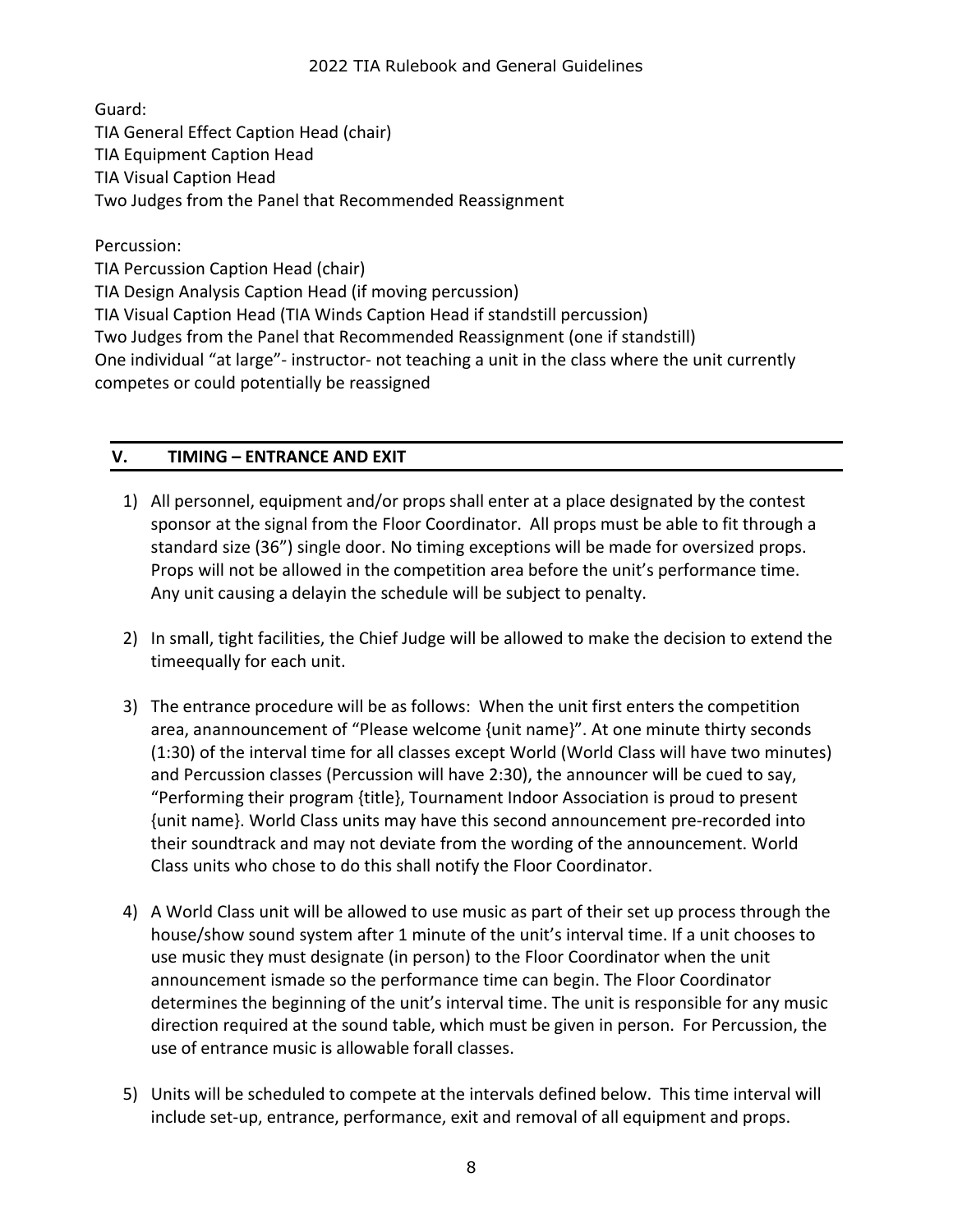Guard:
TIA General Effect Caption Head (chair)
TIA Equipment Caption Head
TIA Visual Caption Head
Two Judges from the Panel that Recommended Reassignment

Percussion:
TIA Percussion Caption Head (chair)
TIA Design Analysis Caption Head (if moving percussion)
TIA Visual Caption Head (TIA Winds Caption Head if standstill percussion)
Two Judges from the Panel that Recommended Reassignment (one if standstill)
One individual "at large"- instructor- not teaching a unit in the class where the unit currently competes or could potentially be reassigned

## V. TIMING – ENTRANCE AND EXIT

1) All personnel, equipment and/or props shall enter at a place designated by the contest sponsor at the signal from the Floor Coordinator. All props must be able to fit through a standard size (36") single door. No timing exceptions will be made for oversized props. Props will not be allowed in the competition area before the unit's performance time. Any unit causing a delayin the schedule will be subject to penalty.

2) In small, tight facilities, the Chief Judge will be allowed to make the decision to extend the timeequally for each unit.

3) The entrance procedure will be as follows: When the unit first enters the competition area, anannouncement of "Please welcome {unit name}". At one minute thirty seconds (1:30) of the interval time for all classes except World (World Class will have two minutes) and Percussion classes (Percussion will have 2:30), the announcer will be cued to say, "Performing their program {title}, Tournament Indoor Association is proud to present {unit name}. World Class units may have this second announcement pre-recorded into their soundtrack and may not deviate from the wording of the announcement. World Class units who chose to do this shall notify the Floor Coordinator.

4) A World Class unit will be allowed to use music as part of their set up process through the house/show sound system after 1 minute of the unit's interval time. If a unit chooses to use music they must designate (in person) to the Floor Coordinator when the unit announcement ismade so the performance time can begin. The Floor Coordinator determines the beginning of the unit's interval time. The unit is responsible for any music direction required at the sound table, which must be given in person. For Percussion, the use of entrance music is allowable forall classes.

5) Units will be scheduled to compete at the intervals defined below. This time interval will include set-up, entrance, performance, exit and removal of all equipment and props.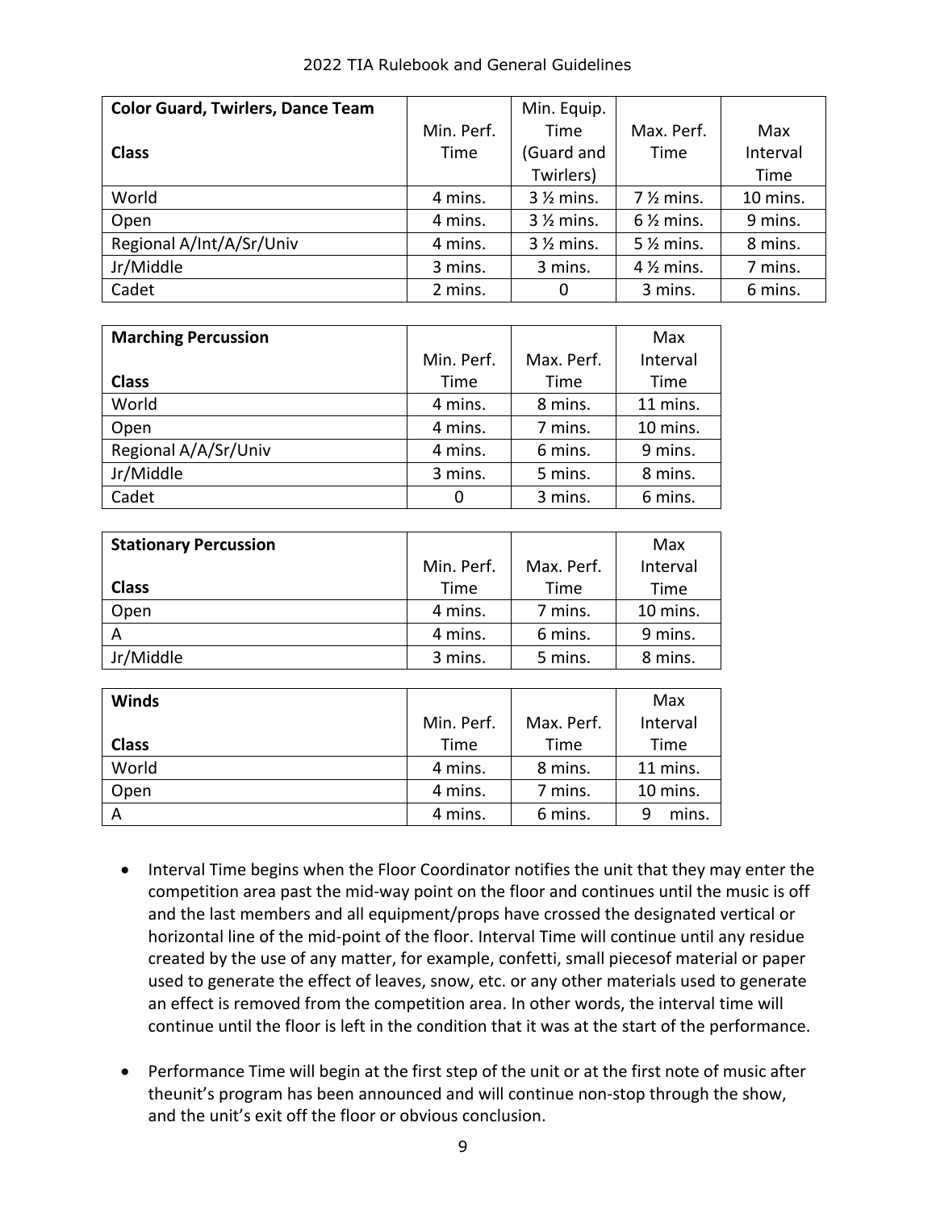| Color Guard, Twirlers, Dance Team<br><br>Class | Min. Perf. Time | Min. Equip. Time (Guard and Twirlers) | Max. Perf. Time | Max Interval Time |
|---|---|---|---|---|
| World | 4 mins. | 3 ½ mins. | 7 ½ mins. | 10 mins. |
| Open | 4 mins. | 3 ½ mins. | 6 ½ mins. | 9 mins. |
| Regional A/Int/A/Sr/Univ | 4 mins. | 3 ½ mins. | 5 ½ mins. | 8 mins. |
| Jr/Middle | 3 mins. | 3 mins. | 4 ½ mins. | 7 mins. |
| Cadet | 2 mins. | 0 | 3 mins. | 6 mins. |

| Marching Percussion<br><br>Class | Min. Perf. Time | Max. Perf. Time | Max Interval Time |
|---|---|---|---|
| World | 4 mins. | 8 mins. | 11 mins. |
| Open | 4 mins. | 7 mins. | 10 mins. |
| Regional A/A/Sr/Univ | 4 mins. | 6 mins. | 9 mins. |
| Jr/Middle | 3 mins. | 5 mins. | 8 mins. |
| Cadet | 0 | 3 mins. | 6 mins. |

| Stationary Percussion<br><br>Class | Min. Perf. Time | Max. Perf. Time | Max Interval Time |
|---|---|---|---|
| Open | 4 mins. | 7 mins. | 10 mins. |
| A | 4 mins. | 6 mins. | 9 mins. |
| Jr/Middle | 3 mins. | 5 mins. | 8 mins. |

| Winds<br><br>Class | Min. Perf. Time | Max. Perf. Time | Max Interval Time |
|---|---|---|---|
| World | 4 mins. | 8 mins. | 11 mins. |
| Open | 4 mins. | 7 mins. | 10 mins. |
| A | 4 mins. | 6 mins. | 9 mins. |

- Interval Time begins when the Floor Coordinator notifies the unit that they may enter the competition area past the mid-way point on the floor and continues until the music is off and the last members and all equipment/props have crossed the designated vertical or horizontal line of the mid-point of the floor. Interval Time will continue until any residue created by the use of any matter, for example, confetti, small piecesof material or paper used to generate the effect of leaves, snow, etc. or any other materials used to generate an effect is removed from the competition area. In other words, the interval time will continue until the floor is left in the condition that it was at the start of the performance.

- Performance Time will begin at the first step of the unit or at the first note of music after theunit's program has been announced and will continue non-stop through the show, and the unit's exit off the floor or obvious conclusion.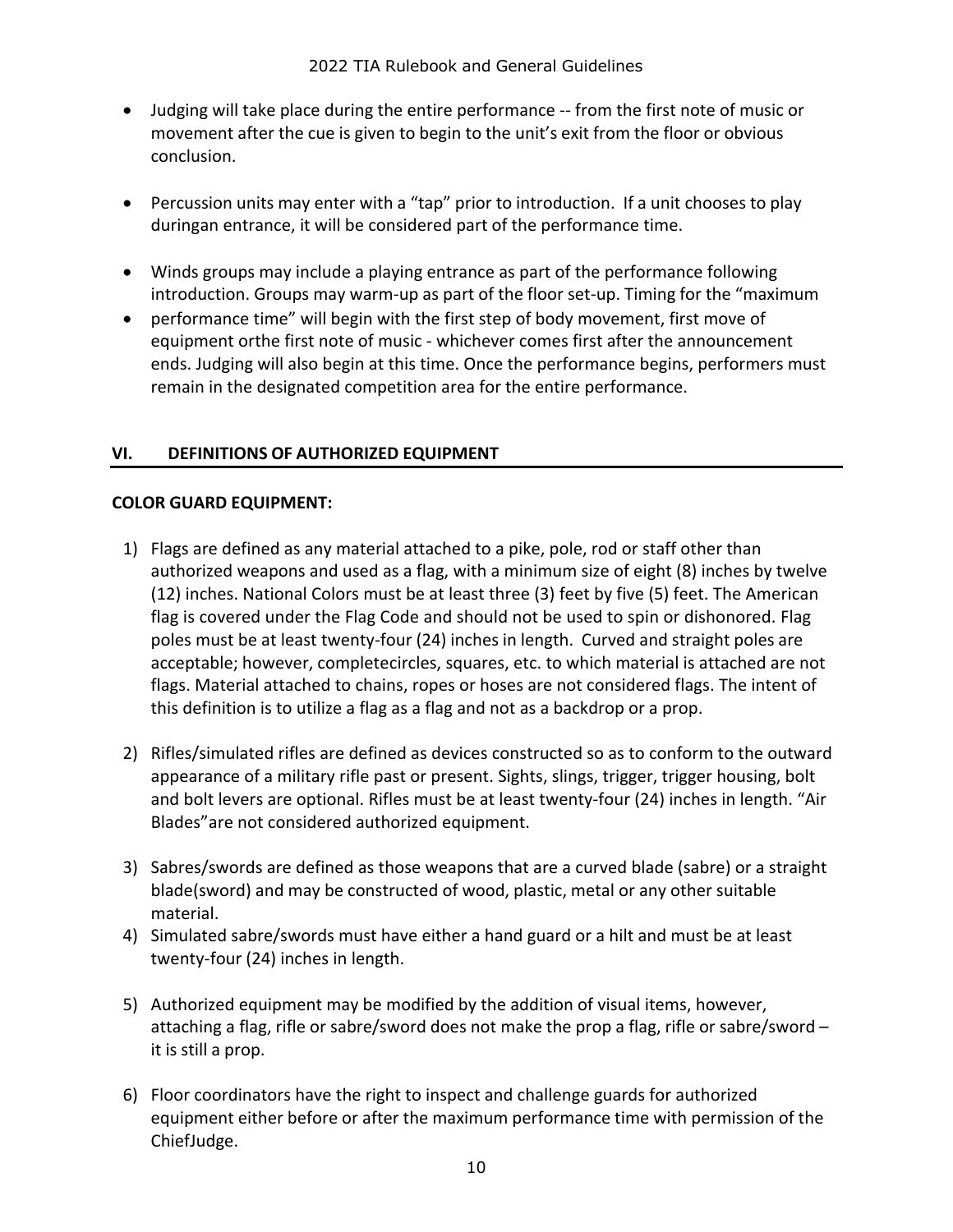- Judging will take place during the entire performance -- from the first note of music or movement after the cue is given to begin to the unit's exit from the floor or obvious conclusion.

- Percussion units may enter with a "tap" prior to introduction. If a unit chooses to play duringan entrance, it will be considered part of the performance time.

- Winds groups may include a playing entrance as part of the performance following introduction. Groups may warm-up as part of the floor set-up. Timing for the "maximum
- performance time" will begin with the first step of body movement, first move of equipment orthe first note of music - whichever comes first after the announcement ends. Judging will also begin at this time. Once the performance begins, performers must remain in the designated competition area for the entire performance.

## VI. DEFINITIONS OF AUTHORIZED EQUIPMENT

**COLOR GUARD EQUIPMENT:**

1) Flags are defined as any material attached to a pike, pole, rod or staff other than authorized weapons and used as a flag, with a minimum size of eight (8) inches by twelve (12) inches. National Colors must be at least three (3) feet by five (5) feet. The American flag is covered under the Flag Code and should not be used to spin or dishonored. Flag poles must be at least twenty-four (24) inches in length. Curved and straight poles are acceptable; however, completecircles, squares, etc. to which material is attached are not flags. Material attached to chains, ropes or hoses are not considered flags. The intent of this definition is to utilize a flag as a flag and not as a backdrop or a prop.

2) Rifles/simulated rifles are defined as devices constructed so as to conform to the outward appearance of a military rifle past or present. Sights, slings, trigger, trigger housing, bolt and bolt levers are optional. Rifles must be at least twenty-four (24) inches in length. "Air Blades"are not considered authorized equipment.

3) Sabres/swords are defined as those weapons that are a curved blade (sabre) or a straight blade(sword) and may be constructed of wood, plastic, metal or any other suitable material.
4) Simulated sabre/swords must have either a hand guard or a hilt and must be at least twenty-four (24) inches in length.

5) Authorized equipment may be modified by the addition of visual items, however, attaching a flag, rifle or sabre/sword does not make the prop a flag, rifle or sabre/sword – it is still a prop.

6) Floor coordinators have the right to inspect and challenge guards for authorized equipment either before or after the maximum performance time with permission of the ChiefJudge.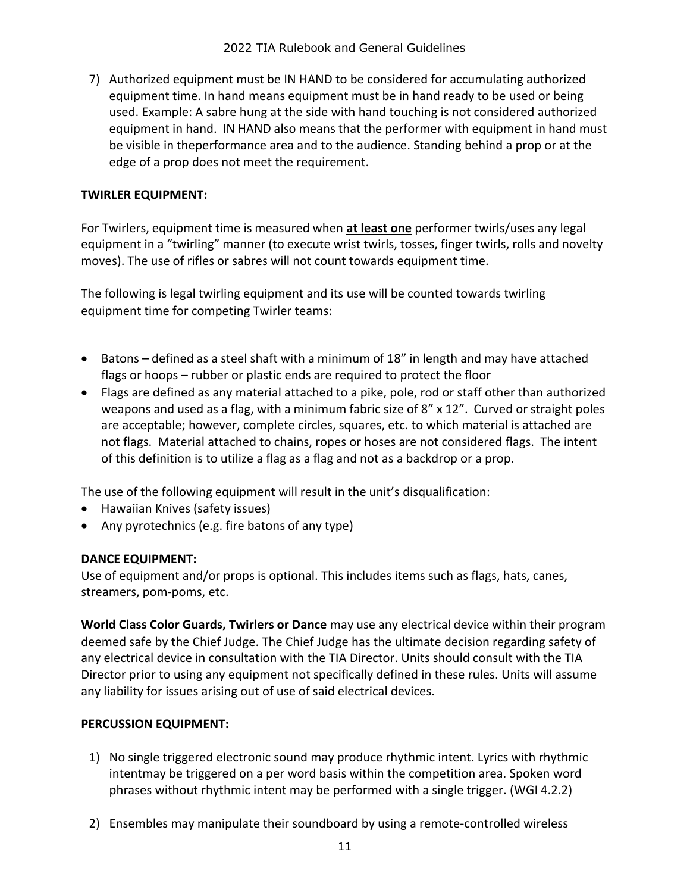7) Authorized equipment must be IN HAND to be considered for accumulating authorized equipment time. In hand means equipment must be in hand ready to be used or being used. Example: A sabre hung at the side with hand touching is not considered authorized equipment in hand. IN HAND also means that the performer with equipment in hand must be visible in theperformance area and to the audience. Standing behind a prop or at the edge of a prop does not meet the requirement.

**TWIRLER EQUIPMENT:**

For Twirlers, equipment time is measured when **at least one** performer twirls/uses any legal equipment in a "twirling" manner (to execute wrist twirls, tosses, finger twirls, rolls and novelty moves). The use of rifles or sabres will not count towards equipment time.

The following is legal twirling equipment and its use will be counted towards twirling equipment time for competing Twirler teams:

- Batons – defined as a steel shaft with a minimum of 18" in length and may have attached flags or hoops – rubber or plastic ends are required to protect the floor
- Flags are defined as any material attached to a pike, pole, rod or staff other than authorized weapons and used as a flag, with a minimum fabric size of 8" x 12". Curved or straight poles are acceptable; however, complete circles, squares, etc. to which material is attached are not flags. Material attached to chains, ropes or hoses are not considered flags. The intent of this definition is to utilize a flag as a flag and not as a backdrop or a prop.

The use of the following equipment will result in the unit's disqualification:

- Hawaiian Knives (safety issues)
- Any pyrotechnics (e.g. fire batons of any type)

**DANCE EQUIPMENT:**
Use of equipment and/or props is optional. This includes items such as flags, hats, canes, streamers, pom-poms, etc.

**World Class Color Guards, Twirlers or Dance** may use any electrical device within their program deemed safe by the Chief Judge. The Chief Judge has the ultimate decision regarding safety of any electrical device in consultation with the TIA Director. Units should consult with the TIA Director prior to using any equipment not specifically defined in these rules. Units will assume any liability for issues arising out of use of said electrical devices.

**PERCUSSION EQUIPMENT:**

1) No single triggered electronic sound may produce rhythmic intent. Lyrics with rhythmic intentmay be triggered on a per word basis within the competition area. Spoken word phrases without rhythmic intent may be performed with a single trigger. (WGI 4.2.2)

2) Ensembles may manipulate their soundboard by using a remote-controlled wireless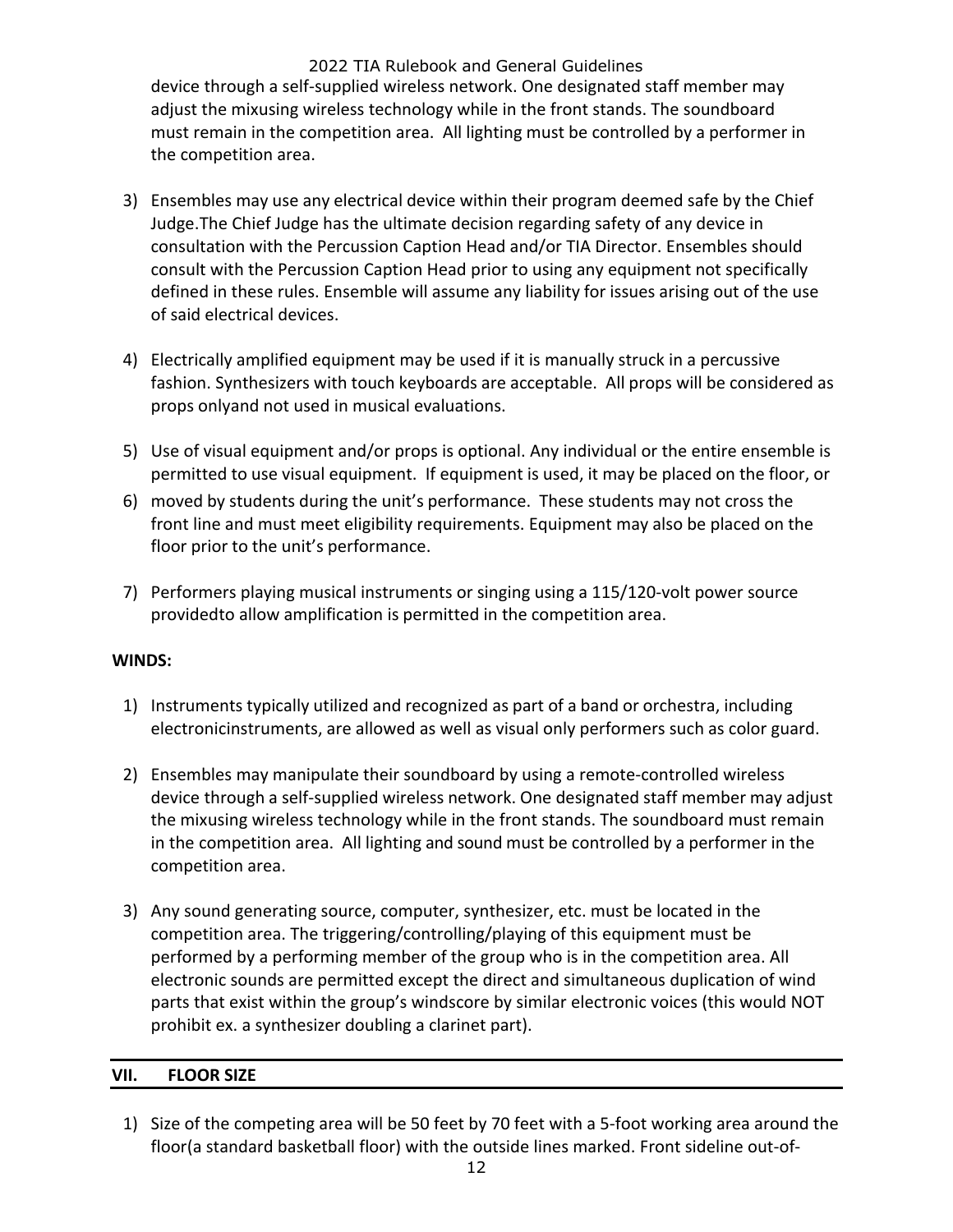device through a self-supplied wireless network. One designated staff member may adjust the mixusing wireless technology while in the front stands. The soundboard must remain in the competition area. All lighting must be controlled by a performer in the competition area.

3) Ensembles may use any electrical device within their program deemed safe by the Chief Judge.The Chief Judge has the ultimate decision regarding safety of any device in consultation with the Percussion Caption Head and/or TIA Director. Ensembles should consult with the Percussion Caption Head prior to using any equipment not specifically defined in these rules. Ensemble will assume any liability for issues arising out of the use of said electrical devices.

4) Electrically amplified equipment may be used if it is manually struck in a percussive fashion. Synthesizers with touch keyboards are acceptable. All props will be considered as props onlyand not used in musical evaluations.

5) Use of visual equipment and/or props is optional. Any individual or the entire ensemble is permitted to use visual equipment. If equipment is used, it may be placed on the floor, or

6) moved by students during the unit's performance. These students may not cross the front line and must meet eligibility requirements. Equipment may also be placed on the floor prior to the unit's performance.

7) Performers playing musical instruments or singing using a 115/120-volt power source providedto allow amplification is permitted in the competition area.

**WINDS:**

1) Instruments typically utilized and recognized as part of a band or orchestra, including electronicinstruments, are allowed as well as visual only performers such as color guard.

2) Ensembles may manipulate their soundboard by using a remote-controlled wireless device through a self-supplied wireless network. One designated staff member may adjust the mixusing wireless technology while in the front stands. The soundboard must remain in the competition area. All lighting and sound must be controlled by a performer in the competition area.

3) Any sound generating source, computer, synthesizer, etc. must be located in the competition area. The triggering/controlling/playing of this equipment must be performed by a performing member of the group who is in the competition area. All electronic sounds are permitted except the direct and simultaneous duplication of wind parts that exist within the group's windscore by similar electronic voices (this would NOT prohibit ex. a synthesizer doubling a clarinet part).

## VII. FLOOR SIZE

1) Size of the competing area will be 50 feet by 70 feet with a 5-foot working area around the floor(a standard basketball floor) with the outside lines marked. Front sideline out-of-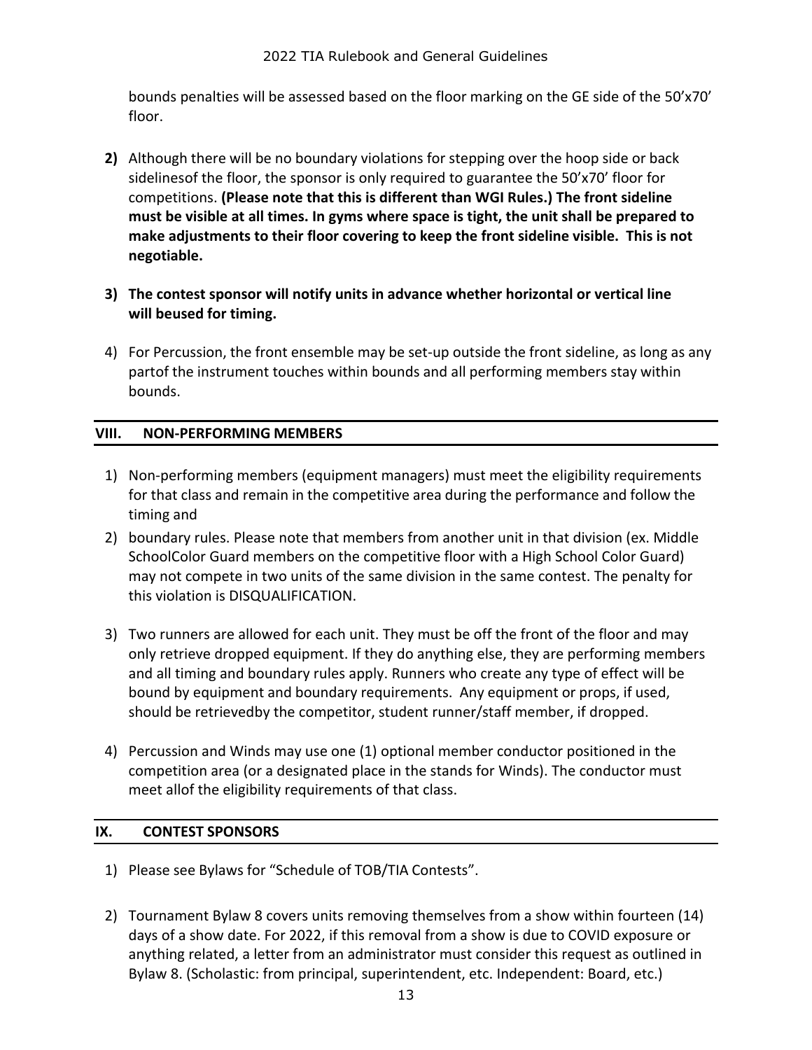bounds penalties will be assessed based on the floor marking on the GE side of the 50’x70’ floor.

2) Although there will be no boundary violations for stepping over the hoop side or back sidelinesof the floor, the sponsor is only required to guarantee the 50’x70’ floor for competitions. **(Please note that this is different than WGI Rules.) The front sideline must be visible at all times. In gyms where space is tight, the unit shall be prepared to make adjustments to their floor covering to keep the front sideline visible. This is not negotiable.**

3) **The contest sponsor will notify units in advance whether horizontal or vertical line will beused for timing.**

4) For Percussion, the front ensemble may be set-up outside the front sideline, as long as any partof the instrument touches within bounds and all performing members stay within bounds.

## VIII. NON-PERFORMING MEMBERS

1) Non-performing members (equipment managers) must meet the eligibility requirements for that class and remain in the competitive area during the performance and follow the timing and
2) boundary rules. Please note that members from another unit in that division (ex. Middle SchoolColor Guard members on the competitive floor with a High School Color Guard) may not compete in two units of the same division in the same contest. The penalty for this violation is DISQUALIFICATION.

3) Two runners are allowed for each unit. They must be off the front of the floor and may only retrieve dropped equipment. If they do anything else, they are performing members and all timing and boundary rules apply. Runners who create any type of effect will be bound by equipment and boundary requirements. Any equipment or props, if used, should be retrievedby the competitor, student runner/staff member, if dropped.

4) Percussion and Winds may use one (1) optional member conductor positioned in the competition area (or a designated place in the stands for Winds). The conductor must meet allof the eligibility requirements of that class.

## IX. CONTEST SPONSORS

1) Please see Bylaws for “Schedule of TOB/TIA Contests”.

2) Tournament Bylaw 8 covers units removing themselves from a show within fourteen (14) days of a show date. For 2022, if this removal from a show is due to COVID exposure or anything related, a letter from an administrator must consider this request as outlined in Bylaw 8. (Scholastic: from principal, superintendent, etc. Independent: Board, etc.)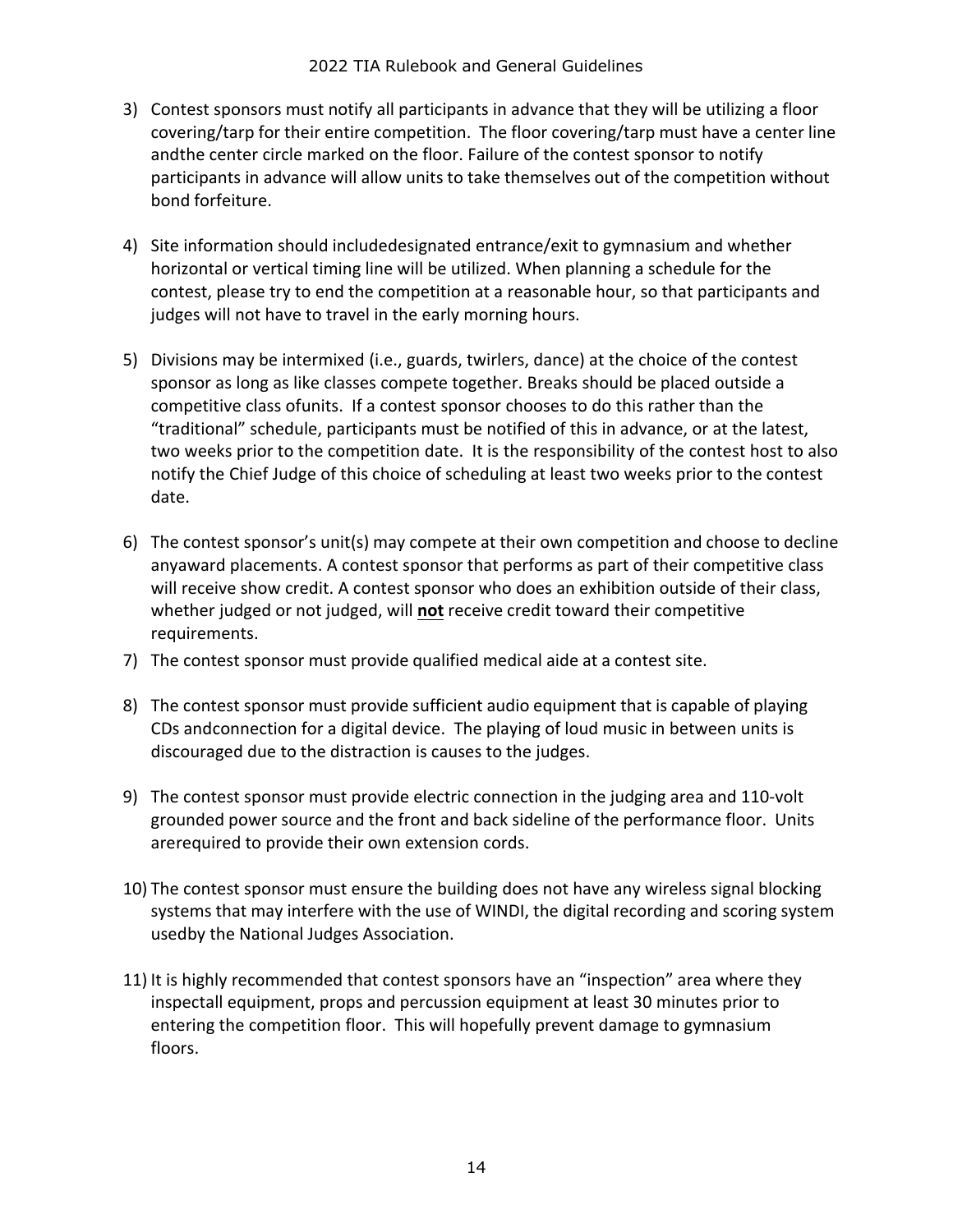3) Contest sponsors must notify all participants in advance that they will be utilizing a floor covering/tarp for their entire competition. The floor covering/tarp must have a center line andthe center circle marked on the floor. Failure of the contest sponsor to notify participants in advance will allow units to take themselves out of the competition without bond forfeiture.

4) Site information should includedesignated entrance/exit to gymnasium and whether horizontal or vertical timing line will be utilized. When planning a schedule for the contest, please try to end the competition at a reasonable hour, so that participants and judges will not have to travel in the early morning hours.

5) Divisions may be intermixed (i.e., guards, twirlers, dance) at the choice of the contest sponsor as long as like classes compete together. Breaks should be placed outside a competitive class ofunits. If a contest sponsor chooses to do this rather than the "traditional" schedule, participants must be notified of this in advance, or at the latest, two weeks prior to the competition date. It is the responsibility of the contest host to also notify the Chief Judge of this choice of scheduling at least two weeks prior to the contest date.

6) The contest sponsor's unit(s) may compete at their own competition and choose to decline anyaward placements. A contest sponsor that performs as part of their competitive class will receive show credit. A contest sponsor who does an exhibition outside of their class, whether judged or not judged, will **not** receive credit toward their competitive requirements.

7) The contest sponsor must provide qualified medical aide at a contest site.

8) The contest sponsor must provide sufficient audio equipment that is capable of playing CDs andconnection for a digital device. The playing of loud music in between units is discouraged due to the distraction is causes to the judges.

9) The contest sponsor must provide electric connection in the judging area and 110-volt grounded power source and the front and back sideline of the performance floor. Units arerequired to provide their own extension cords.

10) The contest sponsor must ensure the building does not have any wireless signal blocking systems that may interfere with the use of WINDI, the digital recording and scoring system usedby the National Judges Association.

11) It is highly recommended that contest sponsors have an "inspection" area where they inspectall equipment, props and percussion equipment at least 30 minutes prior to entering the competition floor. This will hopefully prevent damage to gymnasium floors.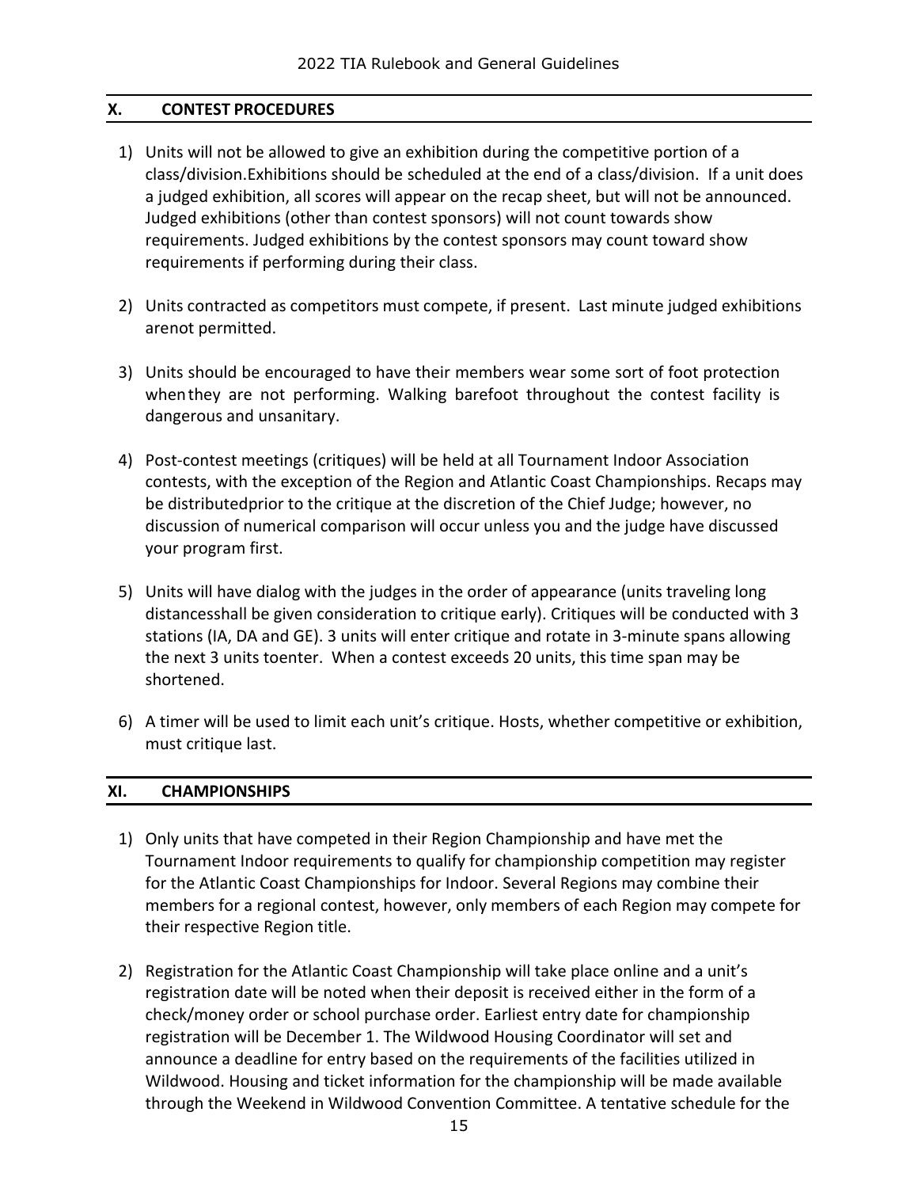## X. CONTEST PROCEDURES

1) Units will not be allowed to give an exhibition during the competitive portion of a class/division.Exhibitions should be scheduled at the end of a class/division. If a unit does a judged exhibition, all scores will appear on the recap sheet, but will not be announced. Judged exhibitions (other than contest sponsors) will not count towards show requirements. Judged exhibitions by the contest sponsors may count toward show requirements if performing during their class.

2) Units contracted as competitors must compete, if present. Last minute judged exhibitions arenot permitted.

3) Units should be encouraged to have their members wear some sort of foot protection whenthey are not performing. Walking barefoot throughout the contest facility is dangerous and unsanitary.

4) Post-contest meetings (critiques) will be held at all Tournament Indoor Association contests, with the exception of the Region and Atlantic Coast Championships. Recaps may be distributedprior to the critique at the discretion of the Chief Judge; however, no discussion of numerical comparison will occur unless you and the judge have discussed your program first.

5) Units will have dialog with the judges in the order of appearance (units traveling long distancesshall be given consideration to critique early). Critiques will be conducted with 3 stations (IA, DA and GE). 3 units will enter critique and rotate in 3-minute spans allowing the next 3 units toenter. When a contest exceeds 20 units, this time span may be shortened.

6) A timer will be used to limit each unit's critique. Hosts, whether competitive or exhibition, must critique last.

## XI. CHAMPIONSHIPS

1) Only units that have competed in their Region Championship and have met the Tournament Indoor requirements to qualify for championship competition may register for the Atlantic Coast Championships for Indoor. Several Regions may combine their members for a regional contest, however, only members of each Region may compete for their respective Region title.

2) Registration for the Atlantic Coast Championship will take place online and a unit's registration date will be noted when their deposit is received either in the form of a check/money order or school purchase order. Earliest entry date for championship registration will be December 1. The Wildwood Housing Coordinator will set and announce a deadline for entry based on the requirements of the facilities utilized in Wildwood. Housing and ticket information for the championship will be made available through the Weekend in Wildwood Convention Committee. A tentative schedule for the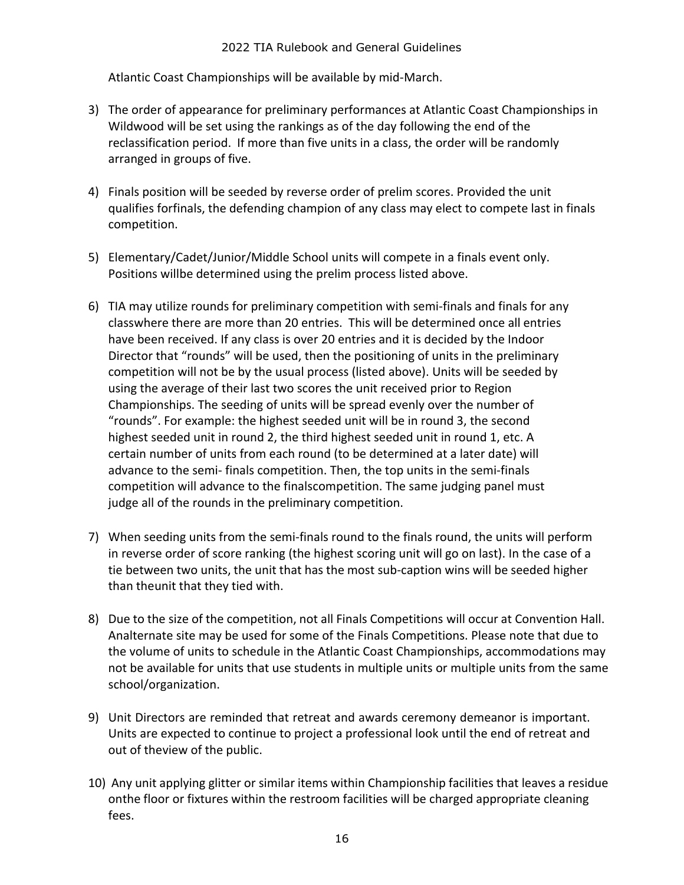Atlantic Coast Championships will be available by mid-March.

3) The order of appearance for preliminary performances at Atlantic Coast Championships in Wildwood will be set using the rankings as of the day following the end of the reclassification period. If more than five units in a class, the order will be randomly arranged in groups of five.

4) Finals position will be seeded by reverse order of prelim scores. Provided the unit qualifies forfinals, the defending champion of any class may elect to compete last in finals competition.

5) Elementary/Cadet/Junior/Middle School units will compete in a finals event only. Positions willbe determined using the prelim process listed above.

6) TIA may utilize rounds for preliminary competition with semi-finals and finals for any classwhere there are more than 20 entries. This will be determined once all entries have been received. If any class is over 20 entries and it is decided by the Indoor Director that "rounds" will be used, then the positioning of units in the preliminary competition will not be by the usual process (listed above). Units will be seeded by using the average of their last two scores the unit received prior to Region Championships. The seeding of units will be spread evenly over the number of "rounds". For example: the highest seeded unit will be in round 3, the second highest seeded unit in round 2, the third highest seeded unit in round 1, etc. A certain number of units from each round (to be determined at a later date) will advance to the semi- finals competition. Then, the top units in the semi-finals competition will advance to the finalscompetition. The same judging panel must judge all of the rounds in the preliminary competition.

7) When seeding units from the semi-finals round to the finals round, the units will perform in reverse order of score ranking (the highest scoring unit will go on last). In the case of a tie between two units, the unit that has the most sub-caption wins will be seeded higher than theunit that they tied with.

8) Due to the size of the competition, not all Finals Competitions will occur at Convention Hall. Analternate site may be used for some of the Finals Competitions. Please note that due to the volume of units to schedule in the Atlantic Coast Championships, accommodations may not be available for units that use students in multiple units or multiple units from the same school/organization.

9) Unit Directors are reminded that retreat and awards ceremony demeanor is important. Units are expected to continue to project a professional look until the end of retreat and out of theview of the public.

10) Any unit applying glitter or similar items within Championship facilities that leaves a residue onthe floor or fixtures within the restroom facilities will be charged appropriate cleaning fees.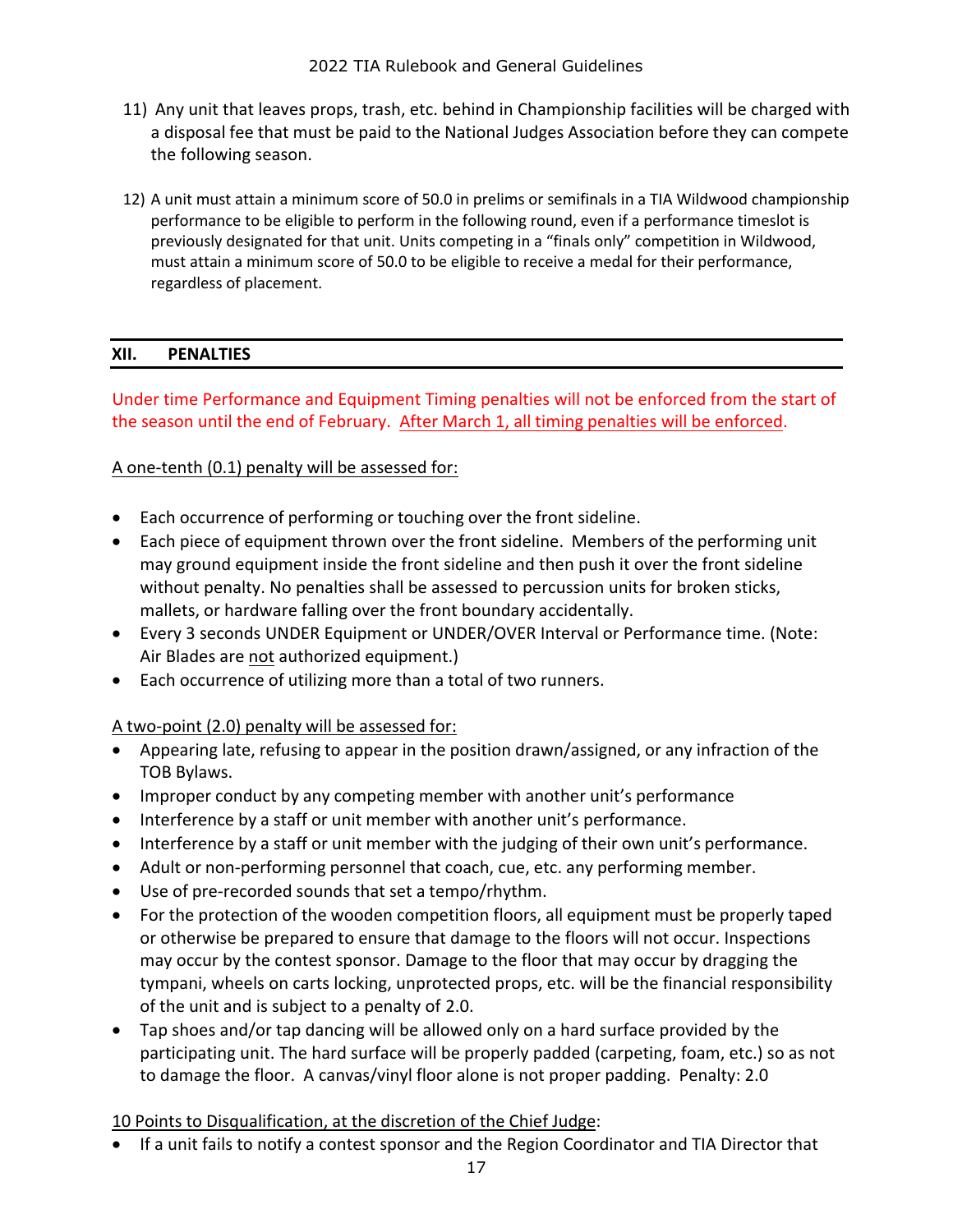11) Any unit that leaves props, trash, etc. behind in Championship facilities will be charged with a disposal fee that must be paid to the National Judges Association before they can compete the following season.

12) A unit must attain a minimum score of 50.0 in prelims or semifinals in a TIA Wildwood championship performance to be eligible to perform in the following round, even if a performance timeslot is previously designated for that unit. Units competing in a "finals only" competition in Wildwood, must attain a minimum score of 50.0 to be eligible to receive a medal for their performance, regardless of placement.

## XII. PENALTIES

Under time Performance and Equipment Timing penalties will not be enforced from the start of the season until the end of February. After March 1, all timing penalties will be enforced.

A one-tenth (0.1) penalty will be assessed for:

- Each occurrence of performing or touching over the front sideline.
- Each piece of equipment thrown over the front sideline. Members of the performing unit may ground equipment inside the front sideline and then push it over the front sideline without penalty. No penalties shall be assessed to percussion units for broken sticks, mallets, or hardware falling over the front boundary accidentally.
- Every 3 seconds UNDER Equipment or UNDER/OVER Interval or Performance time. (Note: Air Blades are not authorized equipment.)
- Each occurrence of utilizing more than a total of two runners.

A two-point (2.0) penalty will be assessed for:

- Appearing late, refusing to appear in the position drawn/assigned, or any infraction of the TOB Bylaws.
- Improper conduct by any competing member with another unit's performance
- Interference by a staff or unit member with another unit's performance.
- Interference by a staff or unit member with the judging of their own unit's performance.
- Adult or non-performing personnel that coach, cue, etc. any performing member.
- Use of pre-recorded sounds that set a tempo/rhythm.
- For the protection of the wooden competition floors, all equipment must be properly taped or otherwise be prepared to ensure that damage to the floors will not occur. Inspections may occur by the contest sponsor. Damage to the floor that may occur by dragging the tympani, wheels on carts locking, unprotected props, etc. will be the financial responsibility of the unit and is subject to a penalty of 2.0.
- Tap shoes and/or tap dancing will be allowed only on a hard surface provided by the participating unit. The hard surface will be properly padded (carpeting, foam, etc.) so as not to damage the floor. A canvas/vinyl floor alone is not proper padding. Penalty: 2.0

10 Points to Disqualification, at the discretion of the Chief Judge:

- If a unit fails to notify a contest sponsor and the Region Coordinator and TIA Director that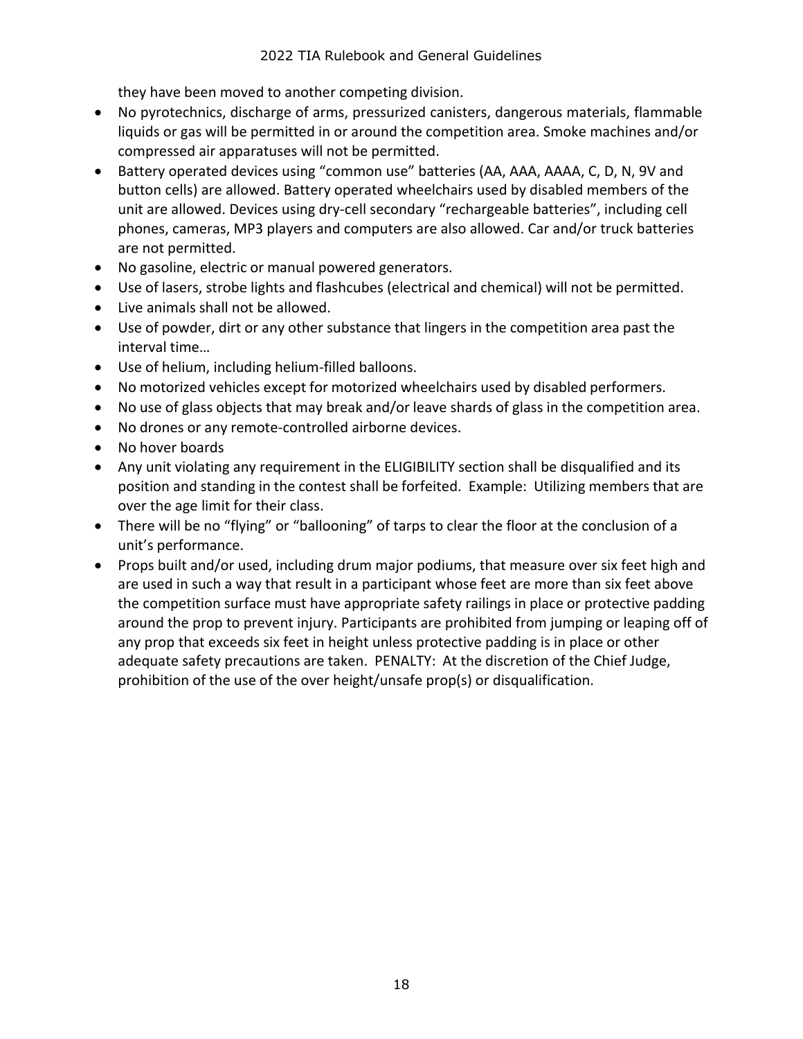they have been moved to another competing division.

- No pyrotechnics, discharge of arms, pressurized canisters, dangerous materials, flammable liquids or gas will be permitted in or around the competition area. Smoke machines and/or compressed air apparatuses will not be permitted.
- Battery operated devices using "common use" batteries (AA, AAA, AAAA, C, D, N, 9V and button cells) are allowed. Battery operated wheelchairs used by disabled members of the unit are allowed. Devices using dry-cell secondary "rechargeable batteries", including cell phones, cameras, MP3 players and computers are also allowed. Car and/or truck batteries are not permitted.
- No gasoline, electric or manual powered generators.
- Use of lasers, strobe lights and flashcubes (electrical and chemical) will not be permitted.
- Live animals shall not be allowed.
- Use of powder, dirt or any other substance that lingers in the competition area past the interval time…
- Use of helium, including helium-filled balloons.
- No motorized vehicles except for motorized wheelchairs used by disabled performers.
- No use of glass objects that may break and/or leave shards of glass in the competition area.
- No drones or any remote-controlled airborne devices.
- No hover boards
- Any unit violating any requirement in the ELIGIBILITY section shall be disqualified and its position and standing in the contest shall be forfeited. Example: Utilizing members that are over the age limit for their class.
- There will be no "flying" or "ballooning" of tarps to clear the floor at the conclusion of a unit's performance.
- Props built and/or used, including drum major podiums, that measure over six feet high and are used in such a way that result in a participant whose feet are more than six feet above the competition surface must have appropriate safety railings in place or protective padding around the prop to prevent injury. Participants are prohibited from jumping or leaping off of any prop that exceeds six feet in height unless protective padding is in place or other adequate safety precautions are taken. PENALTY: At the discretion of the Chief Judge, prohibition of the use of the over height/unsafe prop(s) or disqualification.